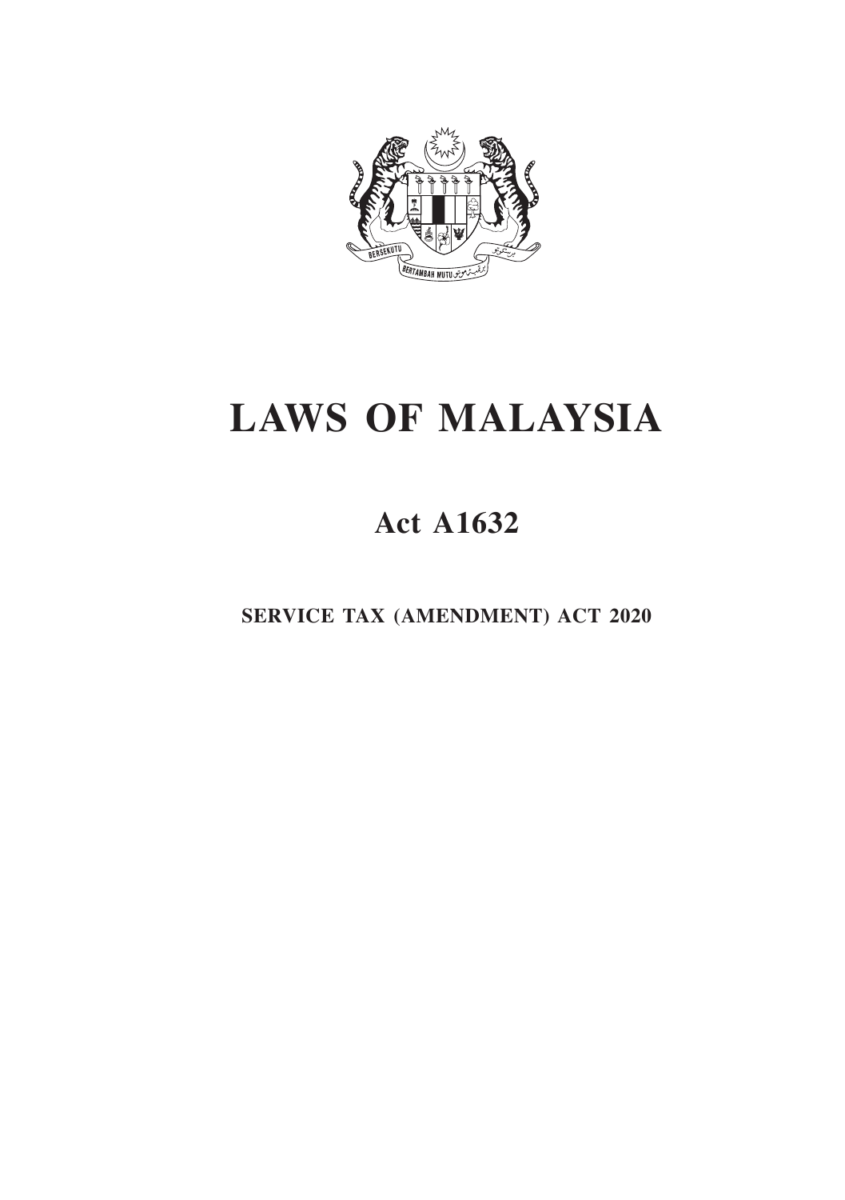# LAWS OF MALAYSIA

## Act A1632

**SERVICE TAX (AMENDMENT) ACT 2020**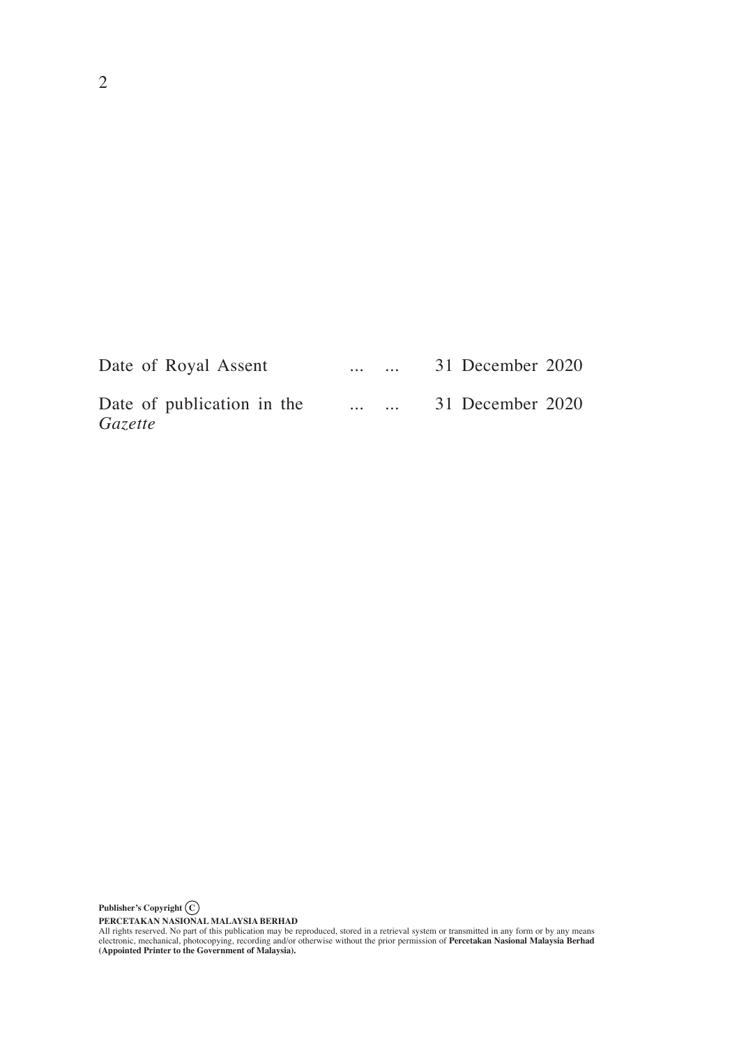| | | |
|---|---|---|
| Date of Royal Assent | ... ... | 31 December 2020 |
| Date of publication in the *Gazette* | ... ... | 31 December 2020 |

**Publisher's Copyright ©**

**PERCETAKAN NASIONAL MALAYSIA BERHAD**

All rights reserved. No part of this publication may be reproduced, stored in a retrieval system or transmitted in any form or by any means electronic, mechanical, photocopying, recording and/or otherwise without the prior permission of **Percetakan Nasional Malaysia Berhad (Appointed Printer to the Government of Malaysia).**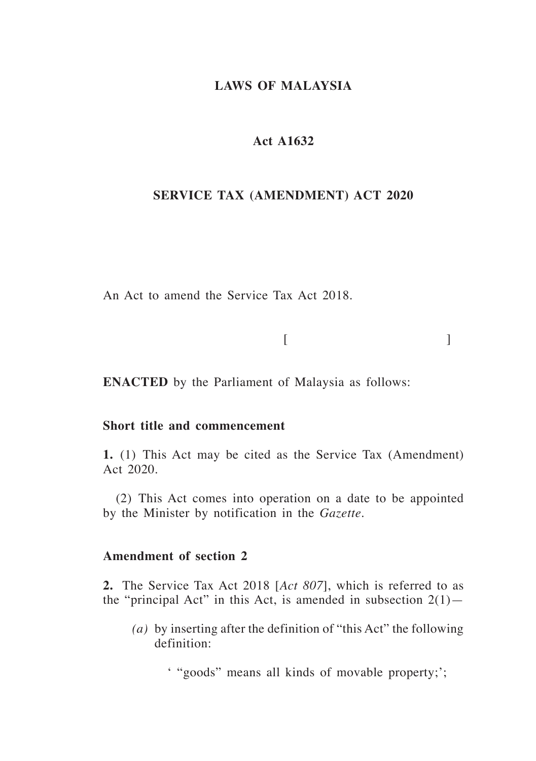**LAWS OF MALAYSIA**

**Act A1632**

**SERVICE TAX (AMENDMENT) ACT 2020**

An Act to amend the Service Tax Act 2018.

[ ]

**ENACTED** by the Parliament of Malaysia as follows:

**Short title and commencement**

**1.** (1) This Act may be cited as the Service Tax (Amendment) Act 2020.

(2) This Act comes into operation on a date to be appointed by the Minister by notification in the *Gazette*.

**Amendment of section 2**

**2.** The Service Tax Act 2018 [*Act 807*], which is referred to as the "principal Act" in this Act, is amended in subsection 2(1)—

*(a)* by inserting after the definition of "this Act" the following definition:

' "goods" means all kinds of movable property;';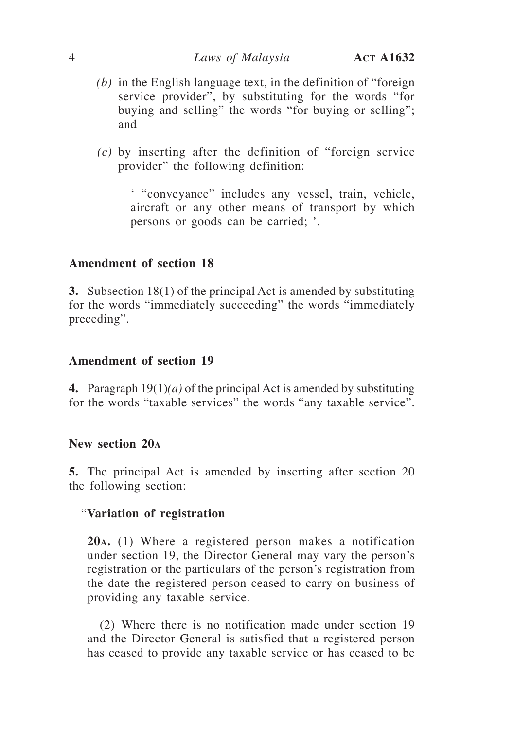*(b)* in the English language text, in the definition of "foreign service provider", by substituting for the words "for buying and selling" the words "for buying or selling"; and

*(c)* by inserting after the definition of "foreign service provider" the following definition:

> ' "conveyance" includes any vessel, train, vehicle, aircraft or any other means of transport by which persons or goods can be carried; '.

### Amendment of section 18

**3.** Subsection 18(1) of the principal Act is amended by substituting for the words "immediately succeeding" the words "immediately preceding".

### Amendment of section 19

**4.** Paragraph 19(1)*(a)* of the principal Act is amended by substituting for the words "taxable services" the words "any taxable service".

### New section 20A

**5.** The principal Act is amended by inserting after section 20 the following section:

"**Variation of registration**

**20A.** (1) Where a registered person makes a notification under section 19, the Director General may vary the person's registration or the particulars of the person's registration from the date the registered person ceased to carry on business of providing any taxable service.

(2) Where there is no notification made under section 19 and the Director General is satisfied that a registered person has ceased to provide any taxable service or has ceased to be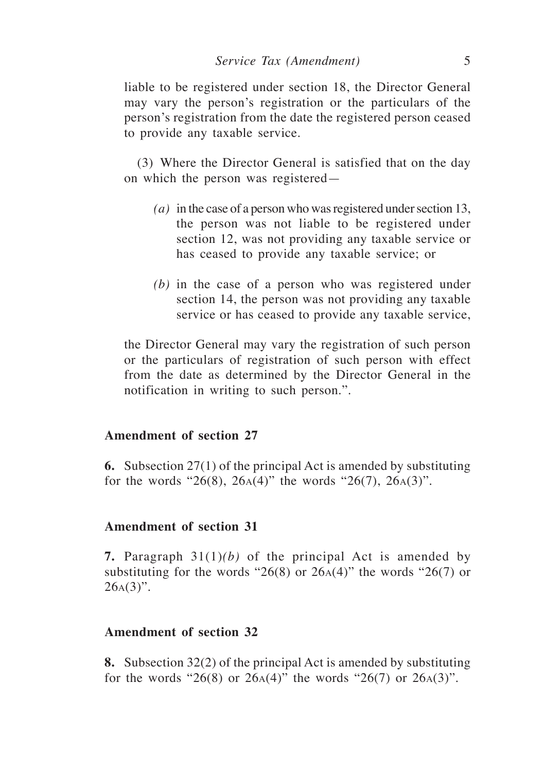liable to be registered under section 18, the Director General may vary the person's registration or the particulars of the person's registration from the date the registered person ceased to provide any taxable service.

(3) Where the Director General is satisfied that on the day on which the person was registered—

*(a)* in the case of a person who was registered under section 13, the person was not liable to be registered under section 12, was not providing any taxable service or has ceased to provide any taxable service; or

*(b)* in the case of a person who was registered under section 14, the person was not providing any taxable service or has ceased to provide any taxable service,

the Director General may vary the registration of such person or the particulars of registration of such person with effect from the date as determined by the Director General in the notification in writing to such person.".

**Amendment of section 27**

**6.** Subsection 27(1) of the principal Act is amended by substituting for the words "26(8), 26A(4)" the words "26(7), 26A(3)".

**Amendment of section 31**

**7.** Paragraph 31(1)*(b)* of the principal Act is amended by substituting for the words "26(8) or 26A(4)" the words "26(7) or 26A(3)".

**Amendment of section 32**

**8.** Subsection 32(2) of the principal Act is amended by substituting for the words "26(8) or 26A(4)" the words "26(7) or 26A(3)".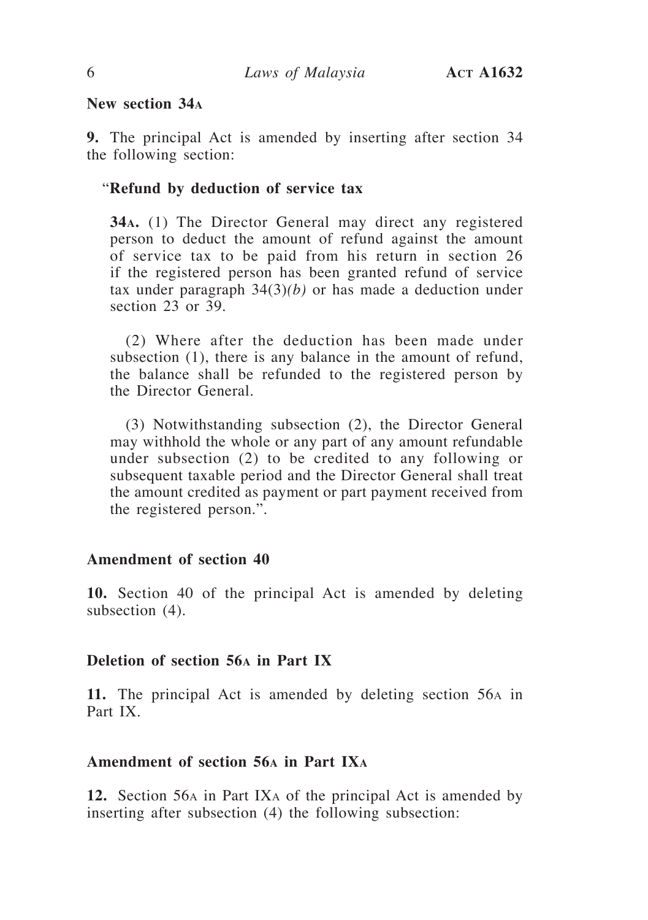**New section 34A**

**9.** The principal Act is amended by inserting after section 34 the following section:

"**Refund by deduction of service tax**

**34A.** (1) The Director General may direct any registered person to deduct the amount of refund against the amount of service tax to be paid from his return in section 26 if the registered person has been granted refund of service tax under paragraph 34(3)*(b)* or has made a deduction under section 23 or 39.

(2) Where after the deduction has been made under subsection (1), there is any balance in the amount of refund, the balance shall be refunded to the registered person by the Director General.

(3) Notwithstanding subsection (2), the Director General may withhold the whole or any part of any amount refundable under subsection (2) to be credited to any following or subsequent taxable period and the Director General shall treat the amount credited as payment or part payment received from the registered person.".

**Amendment of section 40**

**10.** Section 40 of the principal Act is amended by deleting subsection (4).

**Deletion of section 56A in Part IX**

**11.** The principal Act is amended by deleting section 56A in Part IX.

**Amendment of section 56A in Part IXA**

**12.** Section 56A in Part IXA of the principal Act is amended by inserting after subsection (4) the following subsection: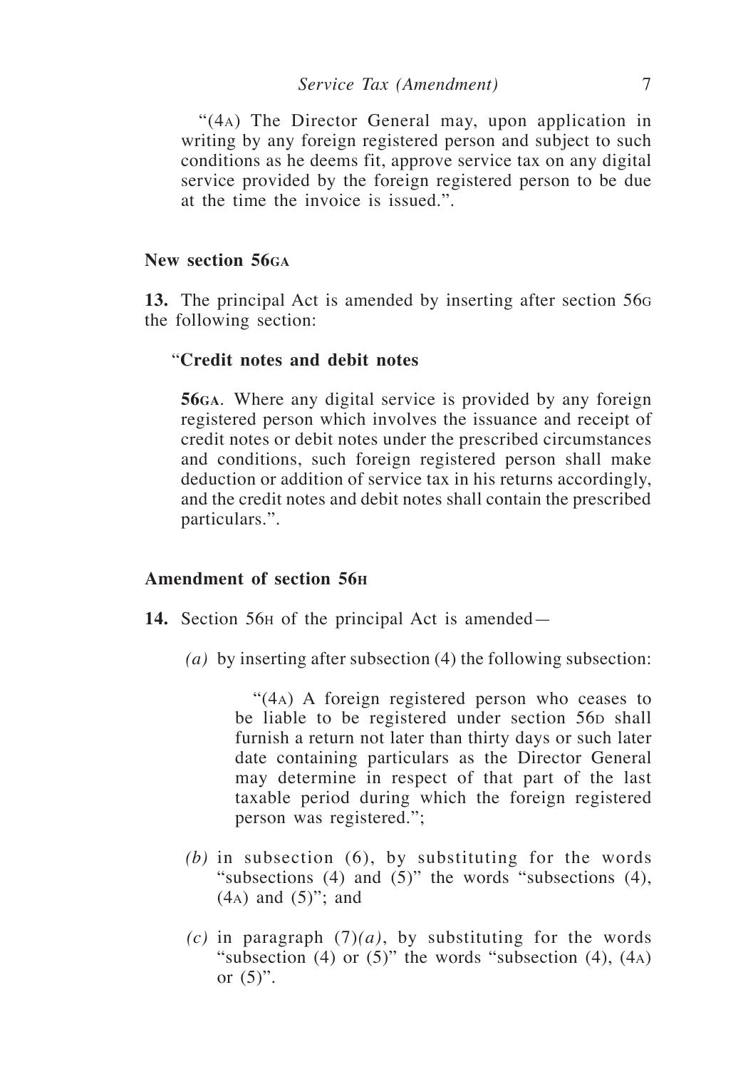"(4A) The Director General may, upon application in writing by any foreign registered person and subject to such conditions as he deems fit, approve service tax on any digital service provided by the foreign registered person to be due at the time the invoice is issued.".

**New section 56GA**

**13.** The principal Act is amended by inserting after section 56G the following section:

"**Credit notes and debit notes**

**56GA**. Where any digital service is provided by any foreign registered person which involves the issuance and receipt of credit notes or debit notes under the prescribed circumstances and conditions, such foreign registered person shall make deduction or addition of service tax in his returns accordingly, and the credit notes and debit notes shall contain the prescribed particulars.".

**Amendment of section 56H**

**14.** Section 56H of the principal Act is amended—

*(a)* by inserting after subsection (4) the following subsection:

"(4A) A foreign registered person who ceases to be liable to be registered under section 56D shall furnish a return not later than thirty days or such later date containing particulars as the Director General may determine in respect of that part of the last taxable period during which the foreign registered person was registered.";

*(b)* in subsection (6), by substituting for the words "subsections (4) and (5)" the words "subsections (4), (4A) and (5)"; and

*(c)* in paragraph (7)*(a)*, by substituting for the words "subsection (4) or (5)" the words "subsection (4), (4A) or (5)".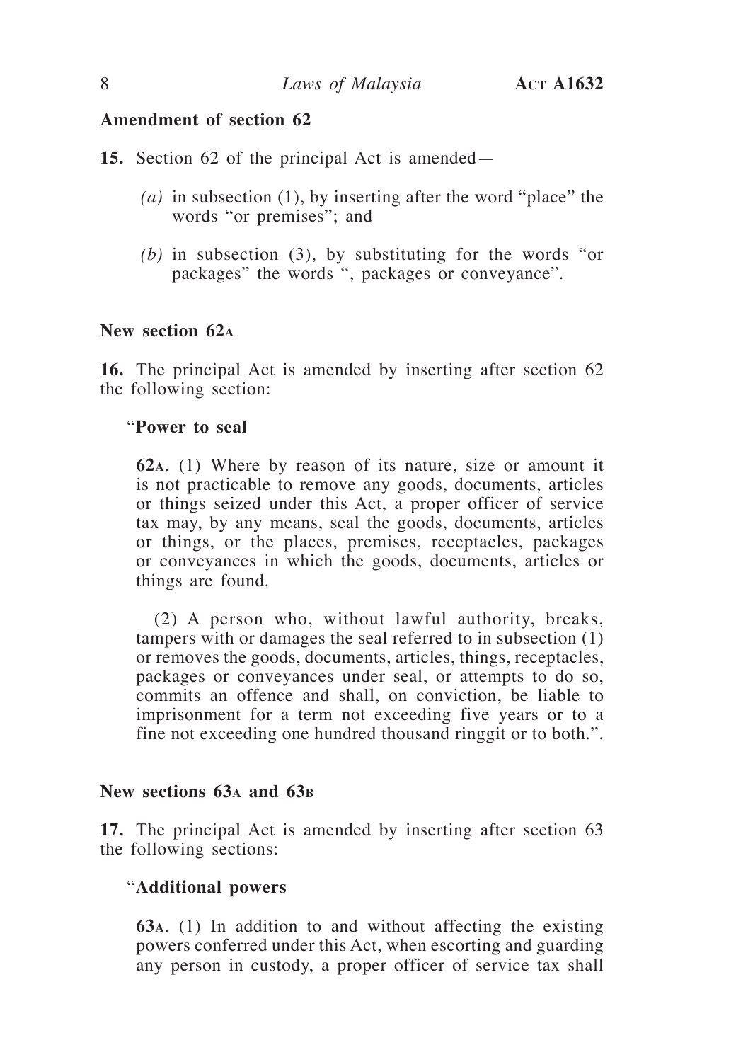**Amendment of section 62**

**15.** Section 62 of the principal Act is amended—

*(a)* in subsection (1), by inserting after the word "place" the words "or premises"; and

*(b)* in subsection (3), by substituting for the words "or packages" the words ", packages or conveyance".

**New section 62A**

**16.** The principal Act is amended by inserting after section 62 the following section:

"**Power to seal**

**62A**. (1) Where by reason of its nature, size or amount it is not practicable to remove any goods, documents, articles or things seized under this Act, a proper officer of service tax may, by any means, seal the goods, documents, articles or things, or the places, premises, receptacles, packages or conveyances in which the goods, documents, articles or things are found.

(2) A person who, without lawful authority, breaks, tampers with or damages the seal referred to in subsection (1) or removes the goods, documents, articles, things, receptacles, packages or conveyances under seal, or attempts to do so, commits an offence and shall, on conviction, be liable to imprisonment for a term not exceeding five years or to a fine not exceeding one hundred thousand ringgit or to both.".

**New sections 63A and 63B**

**17.** The principal Act is amended by inserting after section 63 the following sections:

"**Additional powers**

**63A**. (1) In addition to and without affecting the existing powers conferred under this Act, when escorting and guarding any person in custody, a proper officer of service tax shall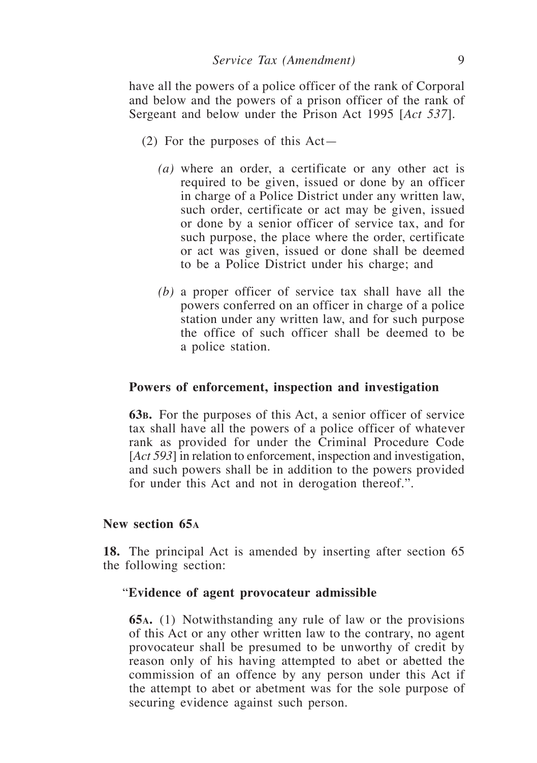have all the powers of a police officer of the rank of Corporal and below and the powers of a prison officer of the rank of Sergeant and below under the Prison Act 1995 [*Act 537*].

(2) For the purposes of this Act—

*(a)* where an order, a certificate or any other act is required to be given, issued or done by an officer in charge of a Police District under any written law, such order, certificate or act may be given, issued or done by a senior officer of service tax, and for such purpose, the place where the order, certificate or act was given, issued or done shall be deemed to be a Police District under his charge; and

*(b)* a proper officer of service tax shall have all the powers conferred on an officer in charge of a police station under any written law, and for such purpose the office of such officer shall be deemed to be a police station.

**Powers of enforcement, inspection and investigation**

**63B.** For the purposes of this Act, a senior officer of service tax shall have all the powers of a police officer of whatever rank as provided for under the Criminal Procedure Code [*Act 593*] in relation to enforcement, inspection and investigation, and such powers shall be in addition to the powers provided for under this Act and not in derogation thereof.".

**New section 65A**

**18.** The principal Act is amended by inserting after section 65 the following section:

"**Evidence of agent provocateur admissible**

**65A.** (1) Notwithstanding any rule of law or the provisions of this Act or any other written law to the contrary, no agent provocateur shall be presumed to be unworthy of credit by reason only of his having attempted to abet or abetted the commission of an offence by any person under this Act if the attempt to abet or abetment was for the sole purpose of securing evidence against such person.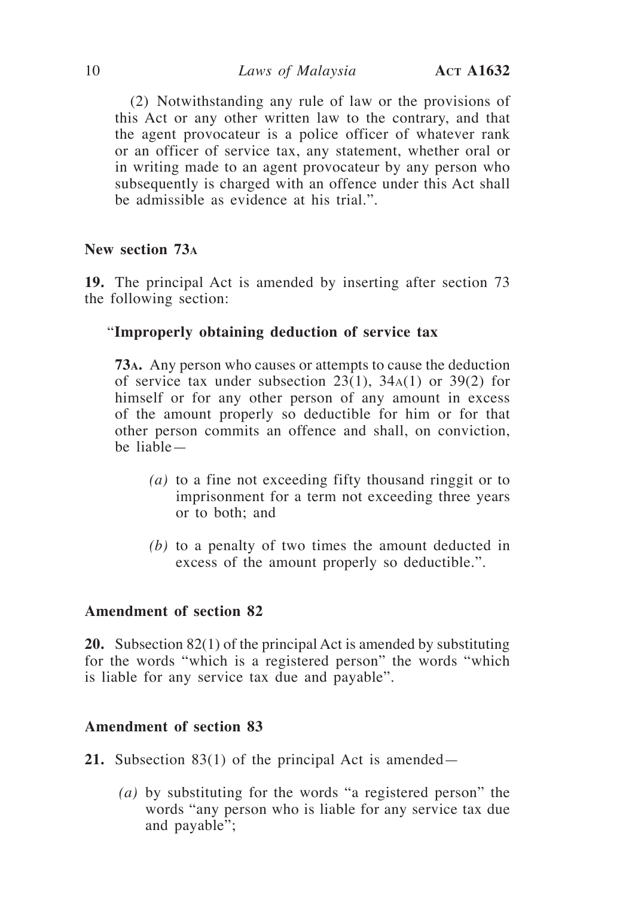(2) Notwithstanding any rule of law or the provisions of this Act or any other written law to the contrary, and that the agent provocateur is a police officer of whatever rank or an officer of service tax, any statement, whether oral or in writing made to an agent provocateur by any person who subsequently is charged with an offence under this Act shall be admissible as evidence at his trial.".

### New section 73A

**19.** The principal Act is amended by inserting after section 73 the following section:

"**Improperly obtaining deduction of service tax**

**73A.** Any person who causes or attempts to cause the deduction of service tax under subsection 23(1), 34A(1) or 39(2) for himself or for any other person of any amount in excess of the amount properly so deductible for him or for that other person commits an offence and shall, on conviction, be liable—

*(a)* to a fine not exceeding fifty thousand ringgit or to imprisonment for a term not exceeding three years or to both; and

*(b)* to a penalty of two times the amount deducted in excess of the amount properly so deductible.".

### Amendment of section 82

**20.** Subsection 82(1) of the principal Act is amended by substituting for the words "which is a registered person" the words "which is liable for any service tax due and payable".

### Amendment of section 83

**21.** Subsection 83(1) of the principal Act is amended—

*(a)* by substituting for the words "a registered person" the words "any person who is liable for any service tax due and payable";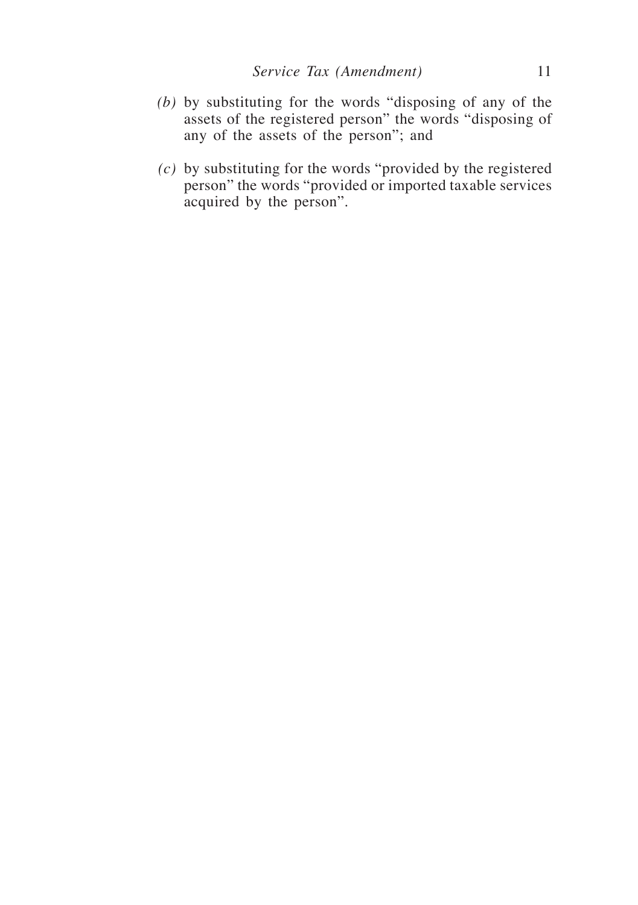*(b)* by substituting for the words "disposing of any of the assets of the registered person" the words "disposing of any of the assets of the person"; and

*(c)* by substituting for the words "provided by the registered person" the words "provided or imported taxable services acquired by the person".